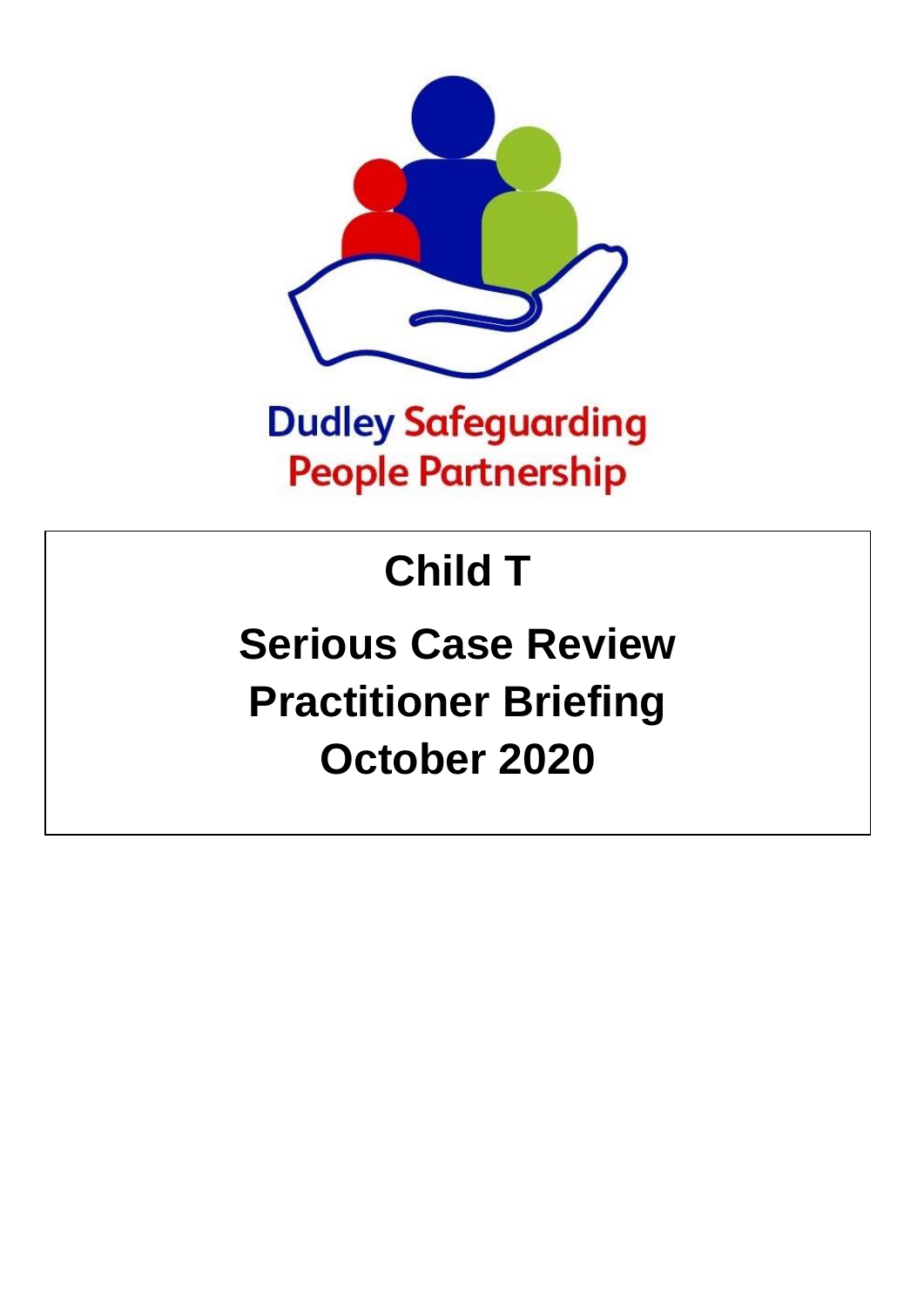Dudley Safeguarding People Partnership

# Child T

# Serious Case Review Practitioner Briefing October 2020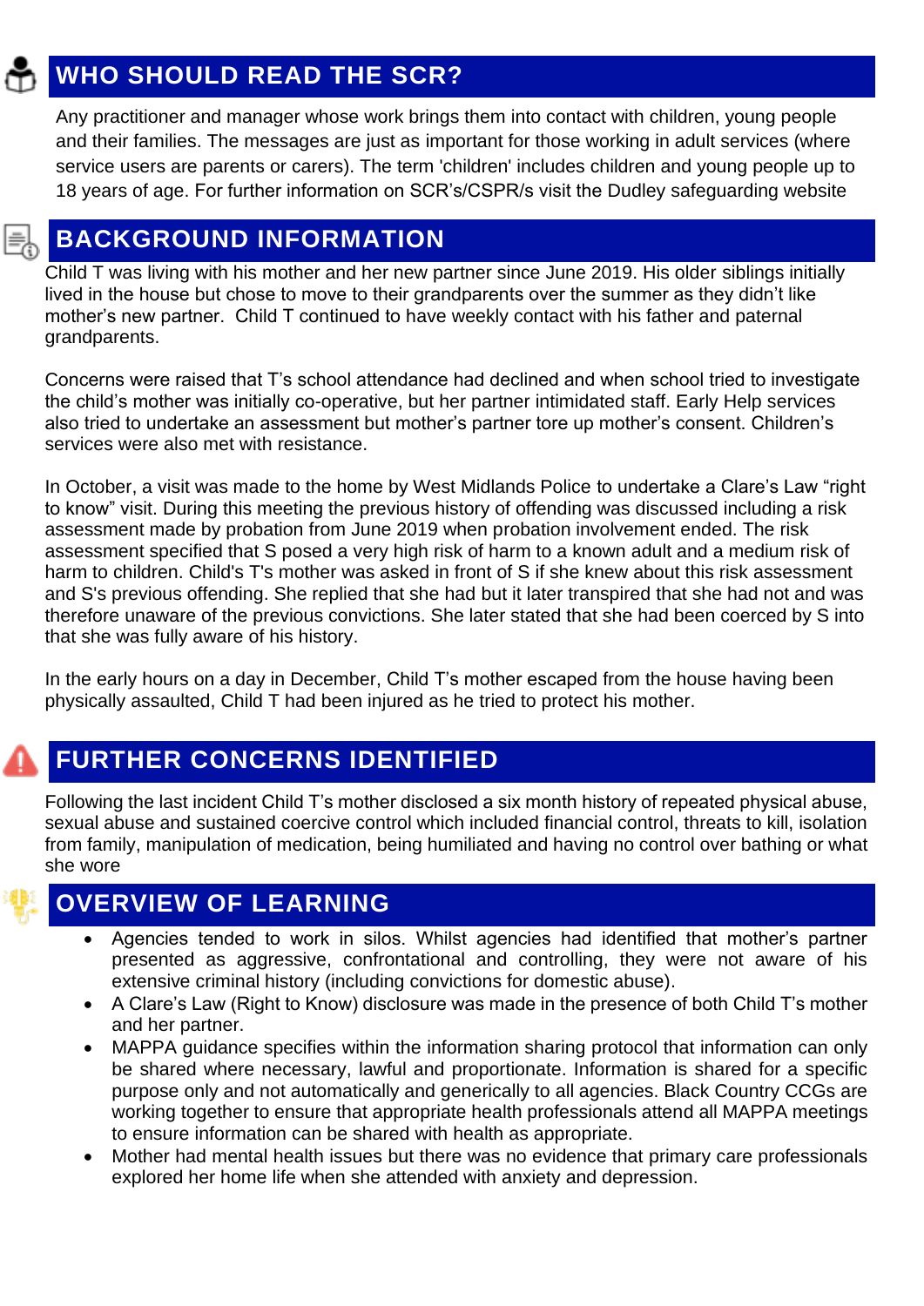## WHO SHOULD READ THE SCR?

Any practitioner and manager whose work brings them into contact with children, young people and their families. The messages are just as important for those working in adult services (where service users are parents or carers). The term 'children' includes children and young people up to 18 years of age. For further information on SCR's/CSPR/s visit the Dudley safeguarding website

## BACKGROUND INFORMATION

Child T was living with his mother and her new partner since June 2019. His older siblings initially lived in the house but chose to move to their grandparents over the summer as they didn't like mother's new partner. Child T continued to have weekly contact with his father and paternal grandparents.

Concerns were raised that T's school attendance had declined and when school tried to investigate the child's mother was initially co-operative, but her partner intimidated staff. Early Help services also tried to undertake an assessment but mother's partner tore up mother's consent. Children's services were also met with resistance.

In October, a visit was made to the home by West Midlands Police to undertake a Clare's Law "right to know" visit. During this meeting the previous history of offending was discussed including a risk assessment made by probation from June 2019 when probation involvement ended. The risk assessment specified that S posed a very high risk of harm to a known adult and a medium risk of harm to children. Child's T's mother was asked in front of S if she knew about this risk assessment and S's previous offending. She replied that she had but it later transpired that she had not and was therefore unaware of the previous convictions. She later stated that she had been coerced by S into that she was fully aware of his history.

In the early hours on a day in December, Child T's mother escaped from the house having been physically assaulted, Child T had been injured as he tried to protect his mother.

## FURTHER CONCERNS IDENTIFIED

Following the last incident Child T's mother disclosed a six month history of repeated physical abuse, sexual abuse and sustained coercive control which included financial control, threats to kill, isolation from family, manipulation of medication, being humiliated and having no control over bathing or what she wore

## OVERVIEW OF LEARNING

- Agencies tended to work in silos. Whilst agencies had identified that mother's partner presented as aggressive, confrontational and controlling, they were not aware of his extensive criminal history (including convictions for domestic abuse).
- A Clare's Law (Right to Know) disclosure was made in the presence of both Child T's mother and her partner.
- MAPPA guidance specifies within the information sharing protocol that information can only be shared where necessary, lawful and proportionate. Information is shared for a specific purpose only and not automatically and generically to all agencies. Black Country CCGs are working together to ensure that appropriate health professionals attend all MAPPA meetings to ensure information can be shared with health as appropriate.
- Mother had mental health issues but there was no evidence that primary care professionals explored her home life when she attended with anxiety and depression.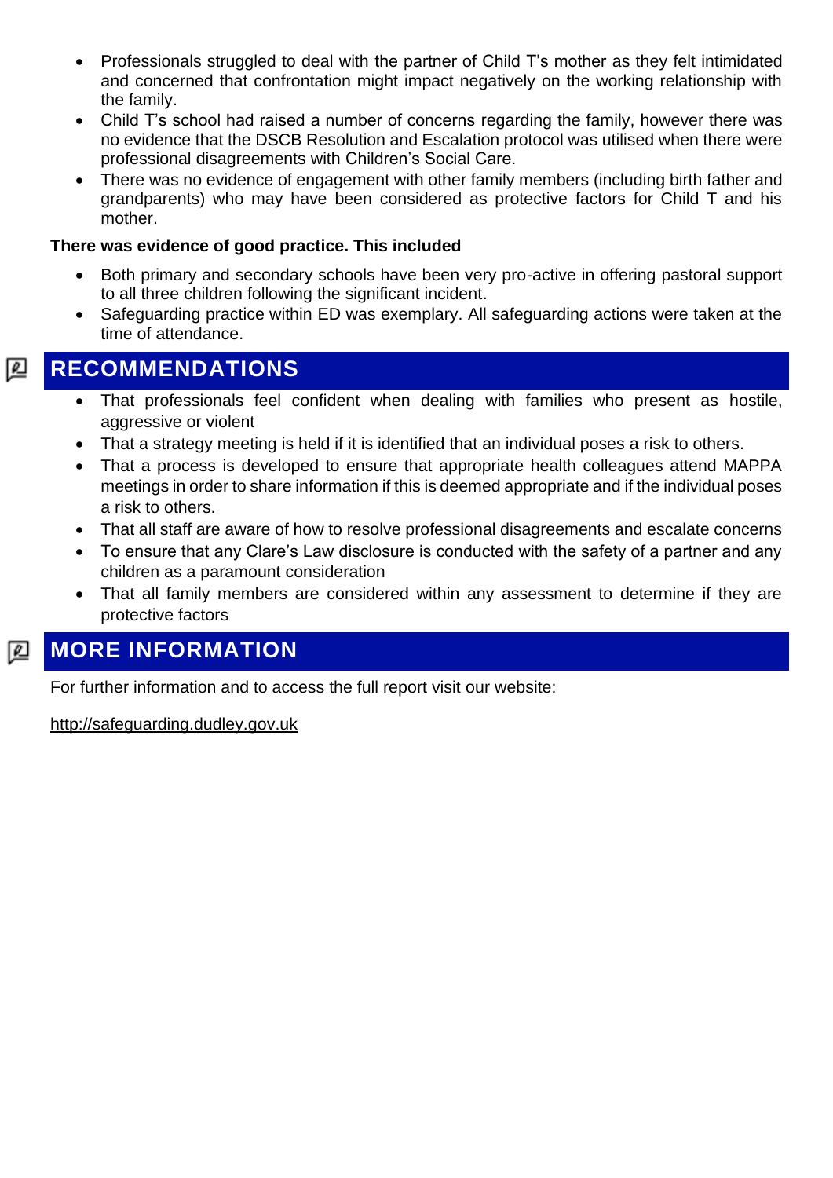- Professionals struggled to deal with the partner of Child T's mother as they felt intimidated and concerned that confrontation might impact negatively on the working relationship with the family.
- Child T's school had raised a number of concerns regarding the family, however there was no evidence that the DSCB Resolution and Escalation protocol was utilised when there were professional disagreements with Children's Social Care.
- There was no evidence of engagement with other family members (including birth father and grandparents) who may have been considered as protective factors for Child T and his mother.

**There was evidence of good practice. This included**

- Both primary and secondary schools have been very pro-active in offering pastoral support to all three children following the significant incident.
- Safeguarding practice within ED was exemplary. All safeguarding actions were taken at the time of attendance.

## RECOMMENDATIONS

- That professionals feel confident when dealing with families who present as hostile, aggressive or violent
- That a strategy meeting is held if it is identified that an individual poses a risk to others.
- That a process is developed to ensure that appropriate health colleagues attend MAPPA meetings in order to share information if this is deemed appropriate and if the individual poses a risk to others.
- That all staff are aware of how to resolve professional disagreements and escalate concerns
- To ensure that any Clare's Law disclosure is conducted with the safety of a partner and any children as a paramount consideration
- That all family members are considered within any assessment to determine if they are protective factors

## MORE INFORMATION

For further information and to access the full report visit our website:

http://safeguarding.dudley.gov.uk